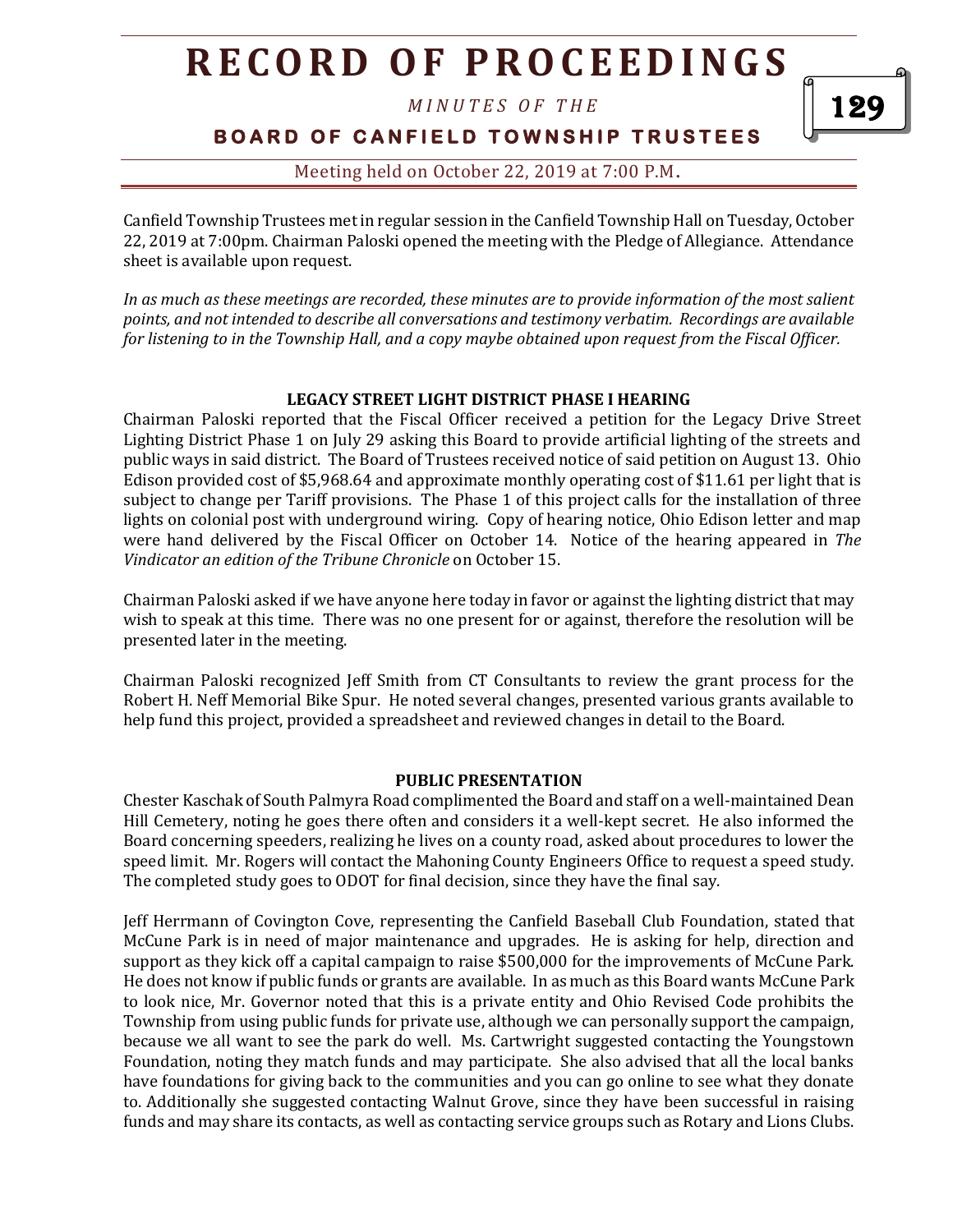# RECORD OF PROCEEDINGS

*MINUTES OF THE*

## BOARD OF CANFIELD TOWNSHIP TRUSTEES

Meeting held on October 22, 2019 at 7:00 P.M.

Canfield Township Trustees met in regular session in the Canfield Township Hall on Tuesday, October 22, 2019 at 7:00pm. Chairman Paloski opened the meeting with the Pledge of Allegiance. Attendance sheet is available upon request.

*In as much as these meetings are recorded, these minutes are to provide information of the most salient points, and not intended to describe all conversations and testimony verbatim. Recordings are available for listening to in the Township Hall, and a copy maybe obtained upon request from the Fiscal Officer.*

### LEGACY STREET LIGHT DISTRICT PHASE I HEARING

Chairman Paloski reported that the Fiscal Officer received a petition for the Legacy Drive Street Lighting District Phase 1 on July 29 asking this Board to provide artificial lighting of the streets and public ways in said district. The Board of Trustees received notice of said petition on August 13. Ohio Edison provided cost of $5,968.64 and approximate monthly operating cost of $11.61 per light that is subject to change per Tariff provisions. The Phase 1 of this project calls for the installation of three lights on colonial post with underground wiring. Copy of hearing notice, Ohio Edison letter and map were hand delivered by the Fiscal Officer on October 14. Notice of the hearing appeared in *The Vindicator an edition of the Tribune Chronicle* on October 15.

Chairman Paloski asked if we have anyone here today in favor or against the lighting district that may wish to speak at this time. There was no one present for or against, therefore the resolution will be presented later in the meeting.

Chairman Paloski recognized Jeff Smith from CT Consultants to review the grant process for the Robert H. Neff Memorial Bike Spur. He noted several changes, presented various grants available to help fund this project, provided a spreadsheet and reviewed changes in detail to the Board.

### PUBLIC PRESENTATION

Chester Kaschak of South Palmyra Road complimented the Board and staff on a well-maintained Dean Hill Cemetery, noting he goes there often and considers it a well-kept secret. He also informed the Board concerning speeders, realizing he lives on a county road, asked about procedures to lower the speed limit. Mr. Rogers will contact the Mahoning County Engineers Office to request a speed study. The completed study goes to ODOT for final decision, since they have the final say.

Jeff Herrmann of Covington Cove, representing the Canfield Baseball Club Foundation, stated that McCune Park is in need of major maintenance and upgrades. He is asking for help, direction and support as they kick off a capital campaign to raise $500,000 for the improvements of McCune Park. He does not know if public funds or grants are available. In as much as this Board wants McCune Park to look nice, Mr. Governor noted that this is a private entity and Ohio Revised Code prohibits the Township from using public funds for private use, although we can personally support the campaign, because we all want to see the park do well. Ms. Cartwright suggested contacting the Youngstown Foundation, noting they match funds and may participate. She also advised that all the local banks have foundations for giving back to the communities and you can go online to see what they donate to. Additionally she suggested contacting Walnut Grove, since they have been successful in raising funds and may share its contacts, as well as contacting service groups such as Rotary and Lions Clubs.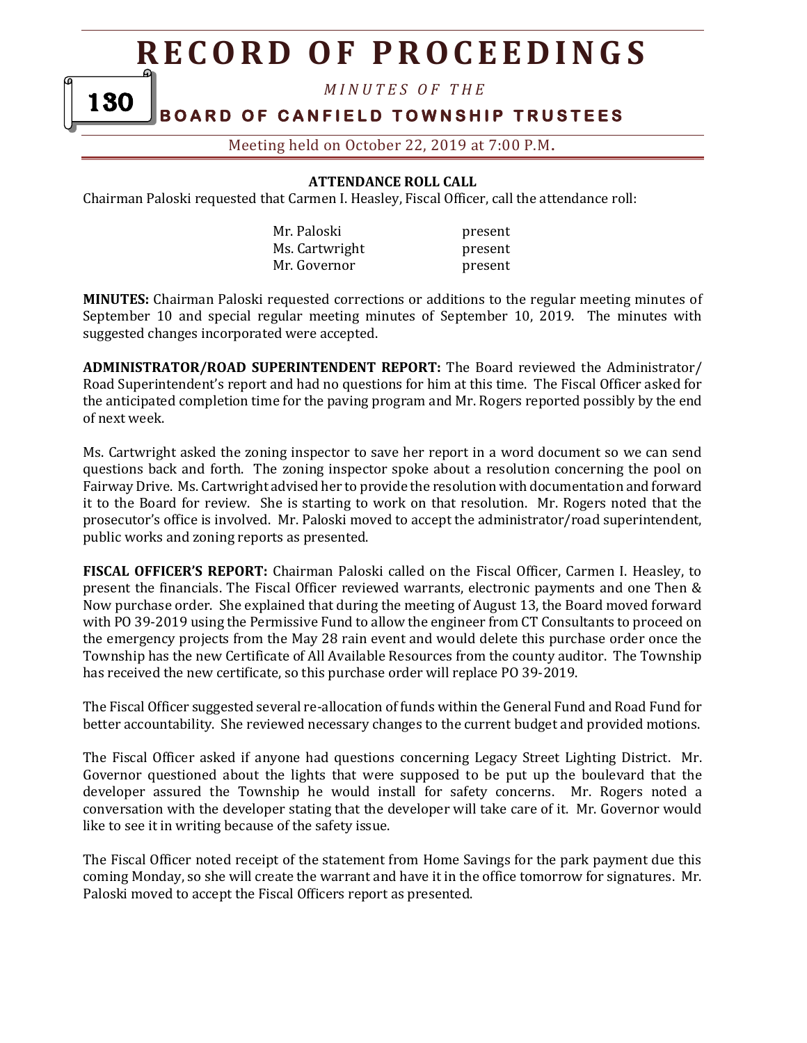Meeting held on October 22, 2019 at 7:00 P.M.

**ATTENDANCE ROLL CALL**

Chairman Paloski requested that Carmen I. Heasley, Fiscal Officer, call the attendance roll:

| | |
|---|---|
| Mr. Paloski | present |
| Ms. Cartwright | present |
| Mr. Governor | present |

**MINUTES:** Chairman Paloski requested corrections or additions to the regular meeting minutes of September 10 and special regular meeting minutes of September 10, 2019. The minutes with suggested changes incorporated were accepted.

**ADMINISTRATOR/ROAD SUPERINTENDENT REPORT:** The Board reviewed the Administrator/ Road Superintendent's report and had no questions for him at this time. The Fiscal Officer asked for the anticipated completion time for the paving program and Mr. Rogers reported possibly by the end of next week.

Ms. Cartwright asked the zoning inspector to save her report in a word document so we can send questions back and forth. The zoning inspector spoke about a resolution concerning the pool on Fairway Drive. Ms. Cartwright advised her to provide the resolution with documentation and forward it to the Board for review. She is starting to work on that resolution. Mr. Rogers noted that the prosecutor's office is involved. Mr. Paloski moved to accept the administrator/road superintendent, public works and zoning reports as presented.

**FISCAL OFFICER'S REPORT:** Chairman Paloski called on the Fiscal Officer, Carmen I. Heasley, to present the financials. The Fiscal Officer reviewed warrants, electronic payments and one Then & Now purchase order. She explained that during the meeting of August 13, the Board moved forward with PO 39-2019 using the Permissive Fund to allow the engineer from CT Consultants to proceed on the emergency projects from the May 28 rain event and would delete this purchase order once the Township has the new Certificate of All Available Resources from the county auditor. The Township has received the new certificate, so this purchase order will replace PO 39-2019.

The Fiscal Officer suggested several re-allocation of funds within the General Fund and Road Fund for better accountability. She reviewed necessary changes to the current budget and provided motions.

The Fiscal Officer asked if anyone had questions concerning Legacy Street Lighting District. Mr. Governor questioned about the lights that were supposed to be put up the boulevard that the developer assured the Township he would install for safety concerns. Mr. Rogers noted a conversation with the developer stating that the developer will take care of it. Mr. Governor would like to see it in writing because of the safety issue.

The Fiscal Officer noted receipt of the statement from Home Savings for the park payment due this coming Monday, so she will create the warrant and have it in the office tomorrow for signatures. Mr. Paloski moved to accept the Fiscal Officers report as presented.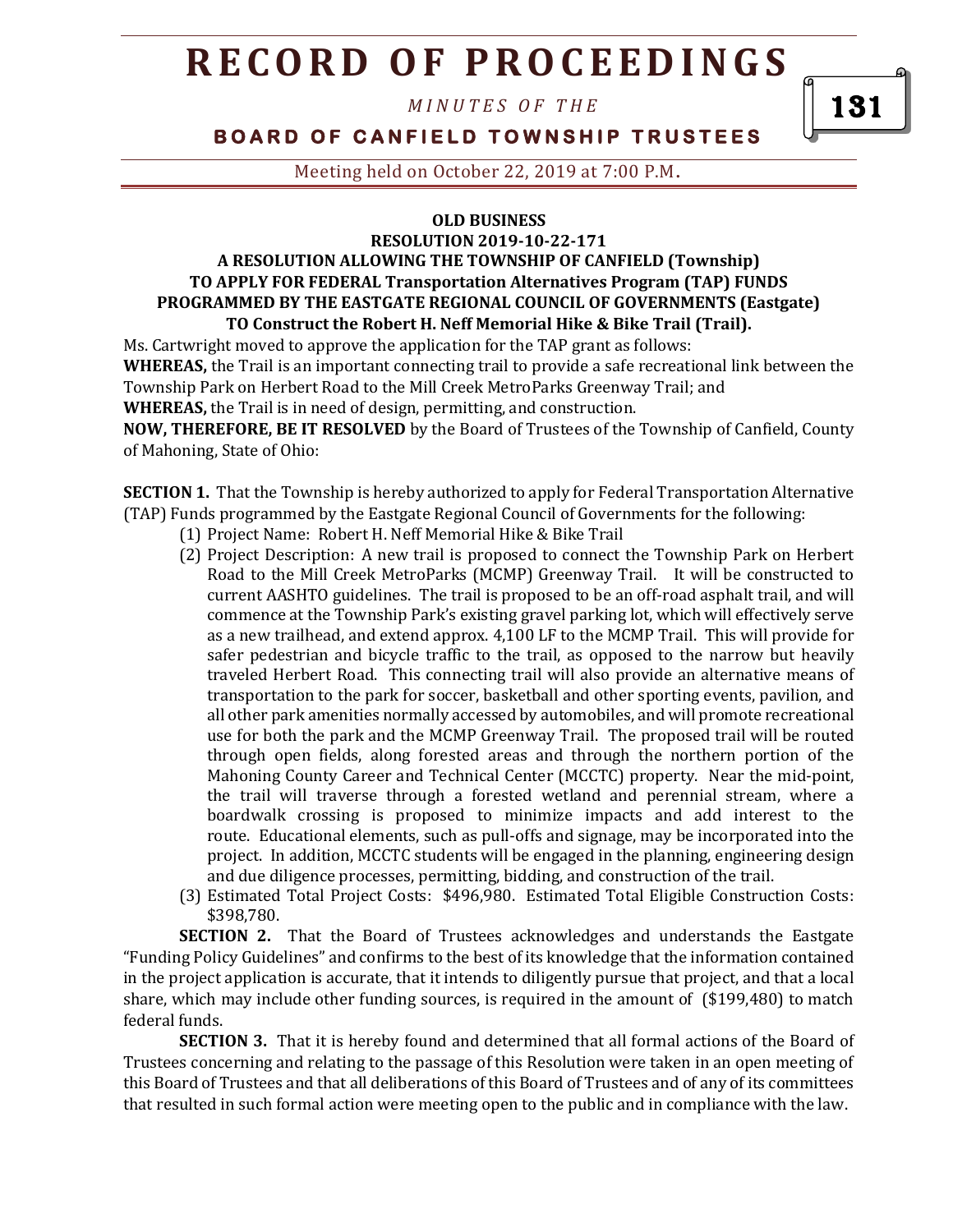**OLD BUSINESS**

**RESOLUTION 2019-10-22-171**

**A RESOLUTION ALLOWING THE TOWNSHIP OF CANFIELD (Township) TO APPLY FOR FEDERAL Transportation Alternatives Program (TAP) FUNDS PROGRAMMED BY THE EASTGATE REGIONAL COUNCIL OF GOVERNMENTS (Eastgate) TO Construct the Robert H. Neff Memorial Hike & Bike Trail (Trail).**

Ms. Cartwright moved to approve the application for the TAP grant as follows:

**WHEREAS,** the Trail is an important connecting trail to provide a safe recreational link between the Township Park on Herbert Road to the Mill Creek MetroParks Greenway Trail; and

**WHEREAS,** the Trail is in need of design, permitting, and construction.

**NOW, THEREFORE, BE IT RESOLVED** by the Board of Trustees of the Township of Canfield, County of Mahoning, State of Ohio:

**SECTION 1.** That the Township is hereby authorized to apply for Federal Transportation Alternative (TAP) Funds programmed by the Eastgate Regional Council of Governments for the following:

(1) Project Name: Robert H. Neff Memorial Hike & Bike Trail

(2) Project Description: A new trail is proposed to connect the Township Park on Herbert Road to the Mill Creek MetroParks (MCMP) Greenway Trail. It will be constructed to current AASHTO guidelines. The trail is proposed to be an off-road asphalt trail, and will commence at the Township Park's existing gravel parking lot, which will effectively serve as a new trailhead, and extend approx. 4,100 LF to the MCMP Trail. This will provide for safer pedestrian and bicycle traffic to the trail, as opposed to the narrow but heavily traveled Herbert Road. This connecting trail will also provide an alternative means of transportation to the park for soccer, basketball and other sporting events, pavilion, and all other park amenities normally accessed by automobiles, and will promote recreational use for both the park and the MCMP Greenway Trail. The proposed trail will be routed through open fields, along forested areas and through the northern portion of the Mahoning County Career and Technical Center (MCCTC) property. Near the mid-point, the trail will traverse through a forested wetland and perennial stream, where a boardwalk crossing is proposed to minimize impacts and add interest to the route. Educational elements, such as pull-offs and signage, may be incorporated into the project. In addition, MCCTC students will be engaged in the planning, engineering design and due diligence processes, permitting, bidding, and construction of the trail.

(3) Estimated Total Project Costs: $496,980. Estimated Total Eligible Construction Costs: $398,780.

**SECTION 2.** That the Board of Trustees acknowledges and understands the Eastgate "Funding Policy Guidelines" and confirms to the best of its knowledge that the information contained in the project application is accurate, that it intends to diligently pursue that project, and that a local share, which may include other funding sources, is required in the amount of ($199,480) to match federal funds.

**SECTION 3.** That it is hereby found and determined that all formal actions of the Board of Trustees concerning and relating to the passage of this Resolution were taken in an open meeting of this Board of Trustees and that all deliberations of this Board of Trustees and of any of its committees that resulted in such formal action were meeting open to the public and in compliance with the law.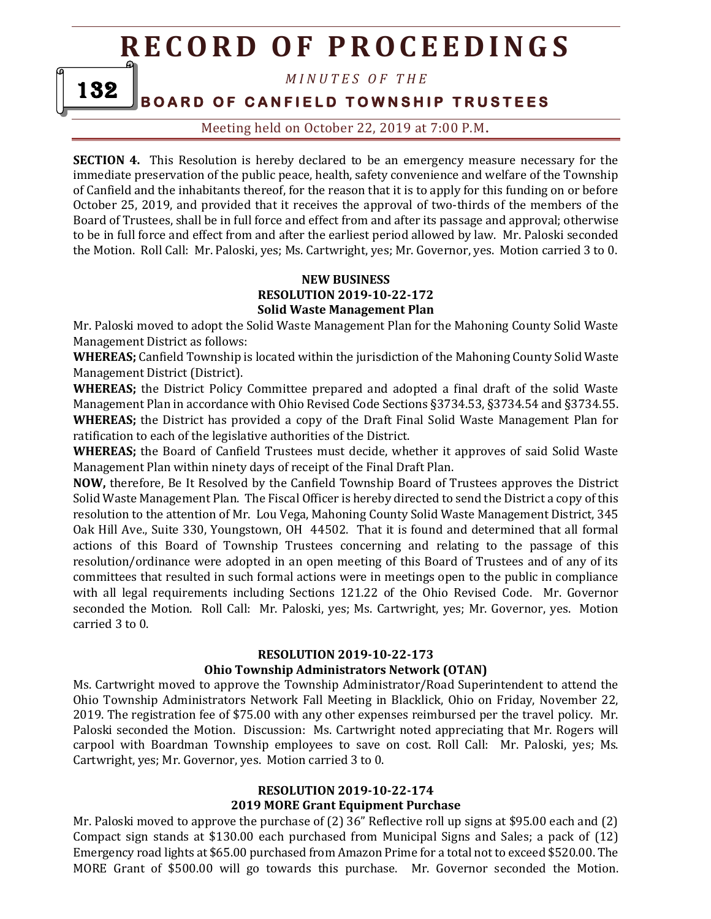**SECTION 4.** This Resolution is hereby declared to be an emergency measure necessary for the immediate preservation of the public peace, health, safety convenience and welfare of the Township of Canfield and the inhabitants thereof, for the reason that it is to apply for this funding on or before October 25, 2019, and provided that it receives the approval of two-thirds of the members of the Board of Trustees, shall be in full force and effect from and after its passage and approval; otherwise to be in full force and effect from and after the earliest period allowed by law. Mr. Paloski seconded the Motion. Roll Call: Mr. Paloski, yes; Ms. Cartwright, yes; Mr. Governor, yes. Motion carried 3 to 0.

**NEW BUSINESS**
**RESOLUTION 2019-10-22-172**
**Solid Waste Management Plan**

Mr. Paloski moved to adopt the Solid Waste Management Plan for the Mahoning County Solid Waste Management District as follows:

**WHEREAS;** Canfield Township is located within the jurisdiction of the Mahoning County Solid Waste Management District (District).

**WHEREAS;** the District Policy Committee prepared and adopted a final draft of the solid Waste Management Plan in accordance with Ohio Revised Code Sections §3734.53, §3734.54 and §3734.55.

**WHEREAS;** the District has provided a copy of the Draft Final Solid Waste Management Plan for ratification to each of the legislative authorities of the District.

**WHEREAS;** the Board of Canfield Trustees must decide, whether it approves of said Solid Waste Management Plan within ninety days of receipt of the Final Draft Plan.

**NOW,** therefore, Be It Resolved by the Canfield Township Board of Trustees approves the District Solid Waste Management Plan. The Fiscal Officer is hereby directed to send the District a copy of this resolution to the attention of Mr. Lou Vega, Mahoning County Solid Waste Management District, 345 Oak Hill Ave., Suite 330, Youngstown, OH 44502. That it is found and determined that all formal actions of this Board of Township Trustees concerning and relating to the passage of this resolution/ordinance were adopted in an open meeting of this Board of Trustees and of any of its committees that resulted in such formal actions were in meetings open to the public in compliance with all legal requirements including Sections 121.22 of the Ohio Revised Code. Mr. Governor seconded the Motion. Roll Call: Mr. Paloski, yes; Ms. Cartwright, yes; Mr. Governor, yes. Motion carried 3 to 0.

**RESOLUTION 2019-10-22-173**
**Ohio Township Administrators Network (OTAN)**

Ms. Cartwright moved to approve the Township Administrator/Road Superintendent to attend the Ohio Township Administrators Network Fall Meeting in Blacklick, Ohio on Friday, November 22, 2019. The registration fee of $75.00 with any other expenses reimbursed per the travel policy. Mr. Paloski seconded the Motion. Discussion: Ms. Cartwright noted appreciating that Mr. Rogers will carpool with Boardman Township employees to save on cost. Roll Call: Mr. Paloski, yes; Ms. Cartwright, yes; Mr. Governor, yes. Motion carried 3 to 0.

**RESOLUTION 2019-10-22-174**
**2019 MORE Grant Equipment Purchase**

Mr. Paloski moved to approve the purchase of (2) 36" Reflective roll up signs at $95.00 each and (2) Compact sign stands at $130.00 each purchased from Municipal Signs and Sales; a pack of (12) Emergency road lights at $65.00 purchased from Amazon Prime for a total not to exceed $520.00. The MORE Grant of $500.00 will go towards this purchase. Mr. Governor seconded the Motion.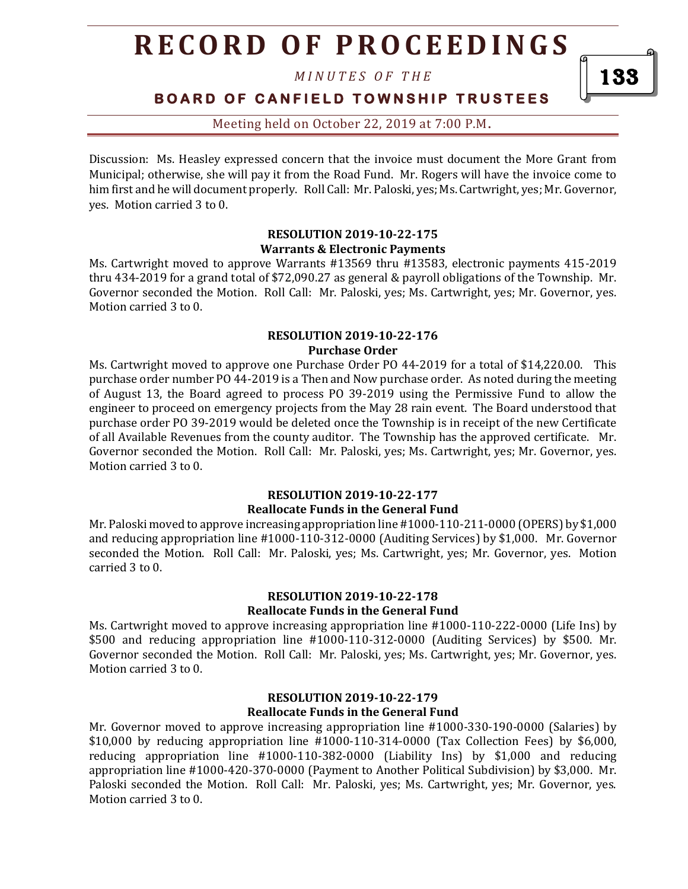Discussion: Ms. Heasley expressed concern that the invoice must document the More Grant from Municipal; otherwise, she will pay it from the Road Fund. Mr. Rogers will have the invoice come to him first and he will document properly. Roll Call: Mr. Paloski, yes; Ms. Cartwright, yes; Mr. Governor, yes. Motion carried 3 to 0.

**RESOLUTION 2019-10-22-175**
**Warrants & Electronic Payments**

Ms. Cartwright moved to approve Warrants #13569 thru #13583, electronic payments 415-2019 thru 434-2019 for a grand total of $72,090.27 as general & payroll obligations of the Township. Mr. Governor seconded the Motion. Roll Call: Mr. Paloski, yes; Ms. Cartwright, yes; Mr. Governor, yes. Motion carried 3 to 0.

**RESOLUTION 2019-10-22-176**
**Purchase Order**

Ms. Cartwright moved to approve one Purchase Order PO 44-2019 for a total of $14,220.00. This purchase order number PO 44-2019 is a Then and Now purchase order. As noted during the meeting of August 13, the Board agreed to process PO 39-2019 using the Permissive Fund to allow the engineer to proceed on emergency projects from the May 28 rain event. The Board understood that purchase order PO 39-2019 would be deleted once the Township is in receipt of the new Certificate of all Available Revenues from the county auditor. The Township has the approved certificate. Mr. Governor seconded the Motion. Roll Call: Mr. Paloski, yes; Ms. Cartwright, yes; Mr. Governor, yes. Motion carried 3 to 0.

**RESOLUTION 2019-10-22-177**
**Reallocate Funds in the General Fund**

Mr. Paloski moved to approve increasing appropriation line #1000-110-211-0000 (OPERS) by $1,000 and reducing appropriation line #1000-110-312-0000 (Auditing Services) by $1,000. Mr. Governor seconded the Motion. Roll Call: Mr. Paloski, yes; Ms. Cartwright, yes; Mr. Governor, yes. Motion carried 3 to 0.

**RESOLUTION 2019-10-22-178**
**Reallocate Funds in the General Fund**

Ms. Cartwright moved to approve increasing appropriation line #1000-110-222-0000 (Life Ins) by $500 and reducing appropriation line #1000-110-312-0000 (Auditing Services) by $500. Mr. Governor seconded the Motion. Roll Call: Mr. Paloski, yes; Ms. Cartwright, yes; Mr. Governor, yes. Motion carried 3 to 0.

**RESOLUTION 2019-10-22-179**
**Reallocate Funds in the General Fund**

Mr. Governor moved to approve increasing appropriation line #1000-330-190-0000 (Salaries) by $10,000 by reducing appropriation line #1000-110-314-0000 (Tax Collection Fees) by $6,000, reducing appropriation line #1000-110-382-0000 (Liability Ins) by $1,000 and reducing appropriation line #1000-420-370-0000 (Payment to Another Political Subdivision) by $3,000. Mr. Paloski seconded the Motion. Roll Call: Mr. Paloski, yes; Ms. Cartwright, yes; Mr. Governor, yes. Motion carried 3 to 0.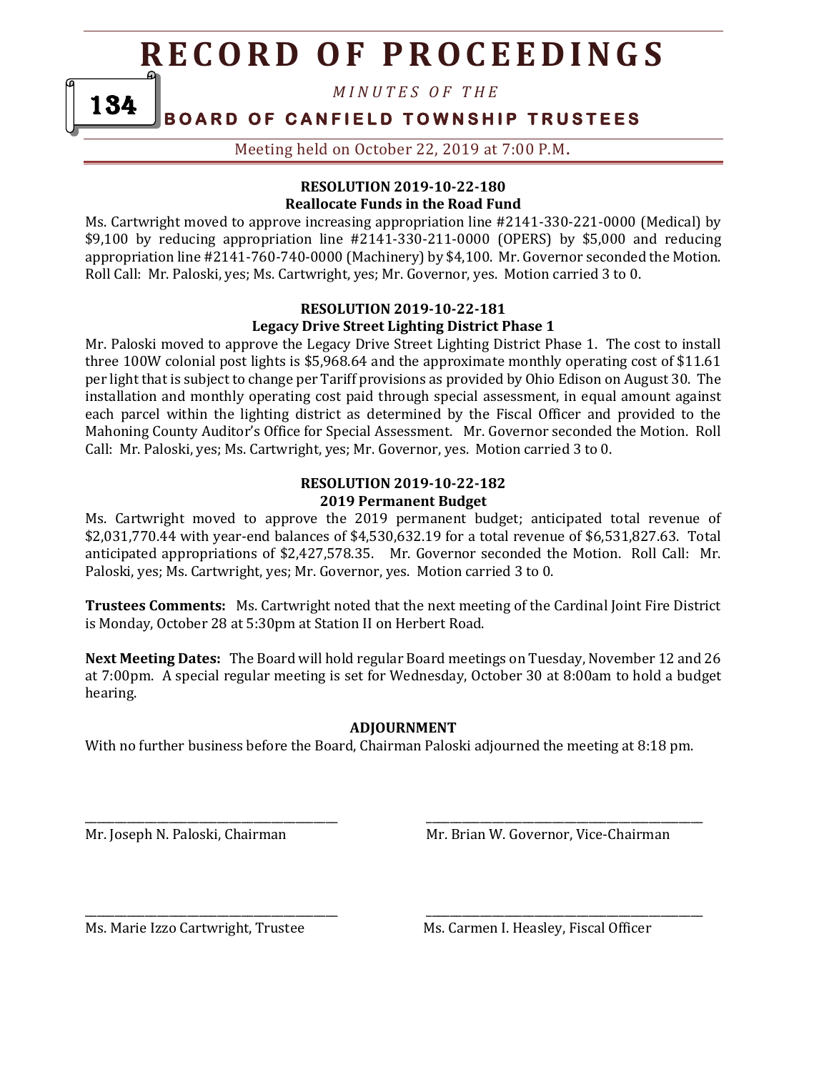#### RESOLUTION 2019-10-22-180
#### Reallocate Funds in the Road Fund

Ms. Cartwright moved to approve increasing appropriation line #2141-330-221-0000 (Medical) by $9,100 by reducing appropriation line #2141-330-211-0000 (OPERS) by $5,000 and reducing appropriation line #2141-760-740-0000 (Machinery) by $4,100. Mr. Governor seconded the Motion. Roll Call: Mr. Paloski, yes; Ms. Cartwright, yes; Mr. Governor, yes. Motion carried 3 to 0.

#### RESOLUTION 2019-10-22-181
#### Legacy Drive Street Lighting District Phase 1

Mr. Paloski moved to approve the Legacy Drive Street Lighting District Phase 1. The cost to install three 100W colonial post lights is $5,968.64 and the approximate monthly operating cost of $11.61 per light that is subject to change per Tariff provisions as provided by Ohio Edison on August 30. The installation and monthly operating cost paid through special assessment, in equal amount against each parcel within the lighting district as determined by the Fiscal Officer and provided to the Mahoning County Auditor's Office for Special Assessment. Mr. Governor seconded the Motion. Roll Call: Mr. Paloski, yes; Ms. Cartwright, yes; Mr. Governor, yes. Motion carried 3 to 0.

#### RESOLUTION 2019-10-22-182
#### 2019 Permanent Budget

Ms. Cartwright moved to approve the 2019 permanent budget; anticipated total revenue of $2,031,770.44 with year-end balances of $4,530,632.19 for a total revenue of $6,531,827.63. Total anticipated appropriations of $2,427,578.35. Mr. Governor seconded the Motion. Roll Call: Mr. Paloski, yes; Ms. Cartwright, yes; Mr. Governor, yes. Motion carried 3 to 0.

**Trustees Comments:** Ms. Cartwright noted that the next meeting of the Cardinal Joint Fire District is Monday, October 28 at 5:30pm at Station II on Herbert Road.

**Next Meeting Dates:** The Board will hold regular Board meetings on Tuesday, November 12 and 26 at 7:00pm. A special regular meeting is set for Wednesday, October 30 at 8:00am to hold a budget hearing.

#### ADJOURNMENT

With no further business before the Board, Chairman Paloski adjourned the meeting at 8:18 pm.

\_\_\_\_\_\_\_\_\_\_\_\_\_\_\_\_\_\_\_\_\_\_\_\_\_\_\_\_\_\_\_\_\_\_\_\_\_\_\_\_
Mr. Joseph N. Paloski, Chairman

\_\_\_\_\_\_\_\_\_\_\_\_\_\_\_\_\_\_\_\_\_\_\_\_\_\_\_\_\_\_\_\_\_\_\_\_\_\_\_\_
Mr. Brian W. Governor, Vice-Chairman

\_\_\_\_\_\_\_\_\_\_\_\_\_\_\_\_\_\_\_\_\_\_\_\_\_\_\_\_\_\_\_\_\_\_\_\_\_\_\_\_
Ms. Marie Izzo Cartwright, Trustee

\_\_\_\_\_\_\_\_\_\_\_\_\_\_\_\_\_\_\_\_\_\_\_\_\_\_\_\_\_\_\_\_\_\_\_\_\_\_\_\_
Ms. Carmen I. Heasley, Fiscal Officer